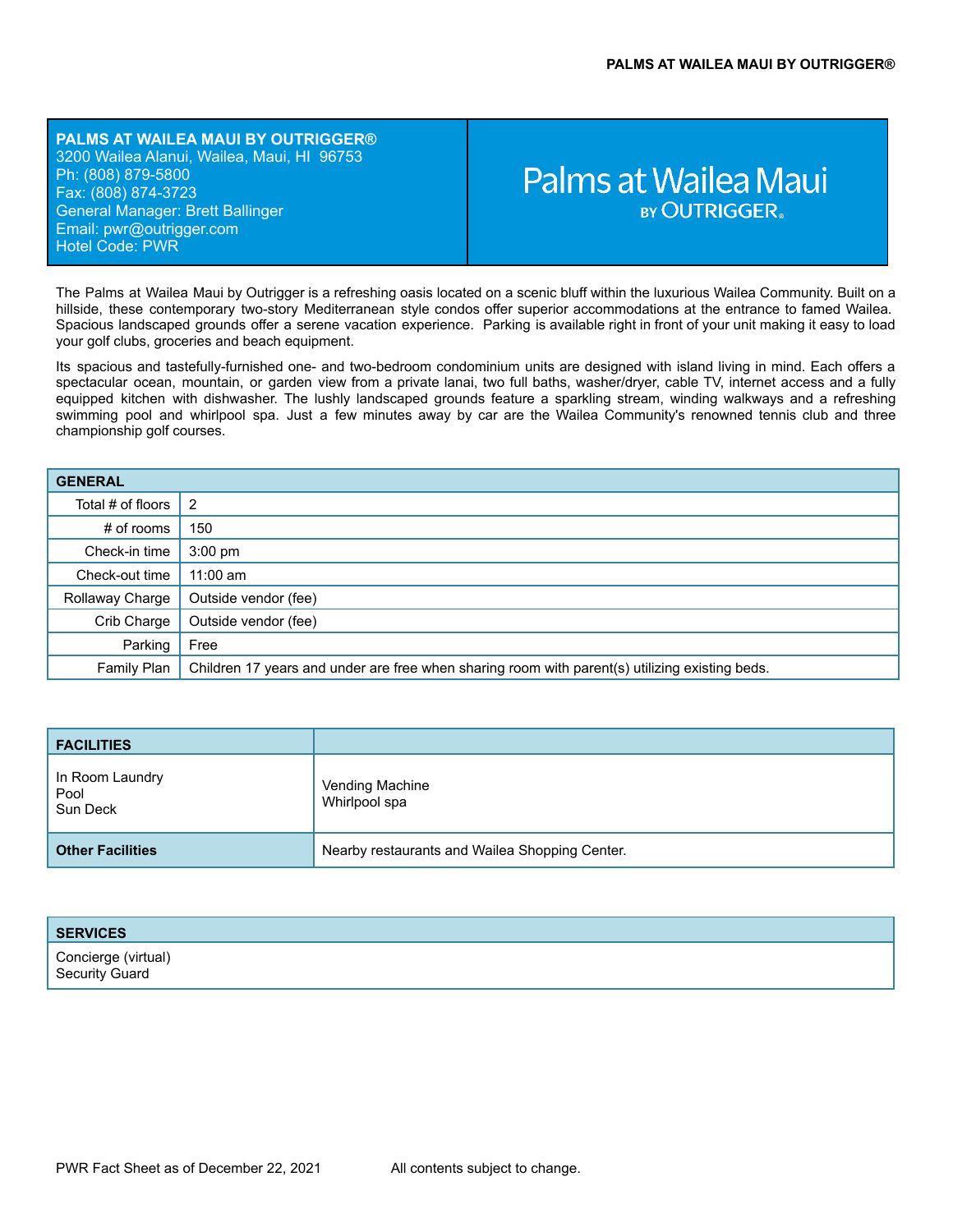# PALMS AT WAILEA MAUI BY OUTRIGGER®

**PALMS AT WAILEA MAUI BY OUTRIGGER®**
3200 Wailea Alanui, Wailea, Maui, HI 96753
Ph: (808) 879-5800
Fax: (808) 874-3723
General Manager: Brett Ballinger
Email: pwr@outrigger.com
Hotel Code: PWR

Palms at Wailea Maui BY OUTRIGGER®

The Palms at Wailea Maui by Outrigger is a refreshing oasis located on a scenic bluff within the luxurious Wailea Community. Built on a hillside, these contemporary two-story Mediterranean style condos offer superior accommodations at the entrance to famed Wailea. Spacious landscaped grounds offer a serene vacation experience. Parking is available right in front of your unit making it easy to load your golf clubs, groceries and beach equipment.

Its spacious and tastefully-furnished one- and two-bedroom condominium units are designed with island living in mind. Each offers a spectacular ocean, mountain, or garden view from a private lanai, two full baths, washer/dryer, cable TV, internet access and a fully equipped kitchen with dishwasher. The lushly landscaped grounds feature a sparkling stream, winding walkways and a refreshing swimming pool and whirlpool spa. Just a few minutes away by car are the Wailea Community's renowned tennis club and three championship golf courses.

| GENERAL | |
|---|---|
| Total # of floors | 2 |
| # of rooms | 150 |
| Check-in time | 3:00 pm |
| Check-out time | 11:00 am |
| Rollaway Charge | Outside vendor (fee) |
| Crib Charge | Outside vendor (fee) |
| Parking | Free |
| Family Plan | Children 17 years and under are free when sharing room with parent(s) utilizing existing beds. |

| FACILITIES | |
|---|---|
| In Room Laundry<br>Pool<br>Sun Deck | Vending Machine<br>Whirlpool spa |
| **Other Facilities** | Nearby restaurants and Wailea Shopping Center. |

| SERVICES |
|---|
| Concierge (virtual)<br>Security Guard |

PWR Fact Sheet as of December 22, 2021 All contents subject to change.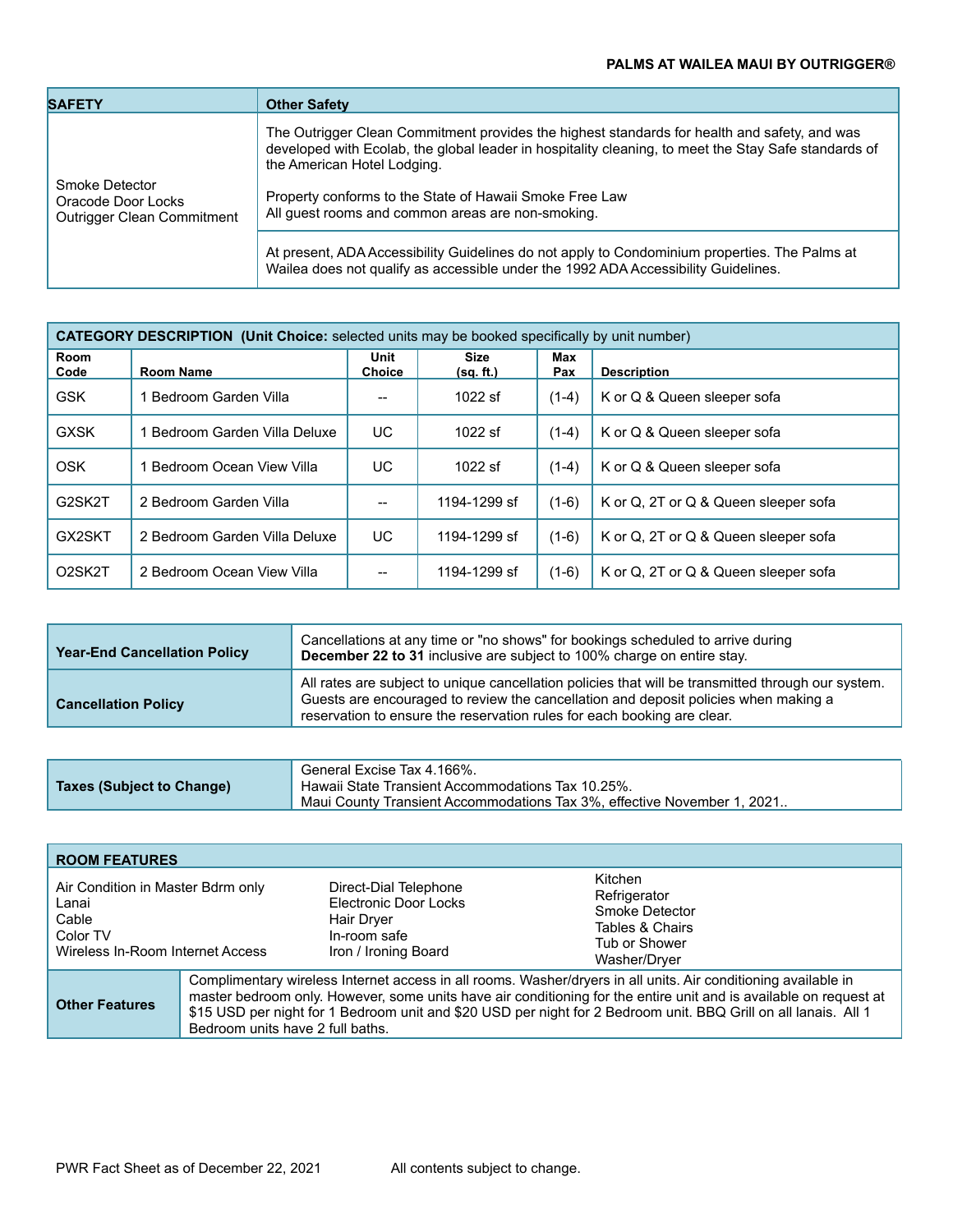| SAFETY | Other Safety |
|---|---|
| Smoke Detector<br>Oracode Door Locks<br>Outrigger Clean Commitment | The Outrigger Clean Commitment provides the highest standards for health and safety, and was developed with Ecolab, the global leader in hospitality cleaning, to meet the Stay Safe standards of the American Hotel Lodging.<br><br>Property conforms to the State of Hawaii Smoke Free Law<br>All guest rooms and common areas are non-smoking. |
| | At present, ADA Accessibility Guidelines do not apply to Condominium properties. The Palms at Wailea does not qualify as accessible under the 1992 ADA Accessibility Guidelines. |

**CATEGORY DESCRIPTION (Unit Choice:** selected units may be booked specifically by unit number)

| Room Code | Room Name | Unit Choice | Size (sq. ft.) | Max Pax | Description |
|---|---|---|---|---|---|
| GSK | 1 Bedroom Garden Villa | -- | 1022 sf | (1-4) | K or Q & Queen sleeper sofa |
| GXSK | 1 Bedroom Garden Villa Deluxe | UC | 1022 sf | (1-4) | K or Q & Queen sleeper sofa |
| OSK | 1 Bedroom Ocean View Villa | UC | 1022 sf | (1-4) | K or Q & Queen sleeper sofa |
| G2SK2T | 2 Bedroom Garden Villa | -- | 1194-1299 sf | (1-6) | K or Q, 2T or Q & Queen sleeper sofa |
| GX2SKT | 2 Bedroom Garden Villa Deluxe | UC | 1194-1299 sf | (1-6) | K or Q, 2T or Q & Queen sleeper sofa |
| O2SK2T | 2 Bedroom Ocean View Villa | -- | 1194-1299 sf | (1-6) | K or Q, 2T or Q & Queen sleeper sofa |

| | |
|---|---|
| **Year-End Cancellation Policy** | Cancellations at any time or "no shows" for bookings scheduled to arrive during **December 22 to 31** inclusive are subject to 100% charge on entire stay. |
| **Cancellation Policy** | All rates are subject to unique cancellation policies that will be transmitted through our system. Guests are encouraged to review the cancellation and deposit policies when making a reservation to ensure the reservation rules for each booking are clear. |

| | |
|---|---|
| **Taxes (Subject to Change)** | General Excise Tax 4.166%.<br>Hawaii State Transient Accommodations Tax 10.25%.<br>Maui County Transient Accommodations Tax 3%, effective November 1, 2021.. |

**ROOM FEATURES**

| | | |
|---|---|---|
| Air Condition in Master Bdrm only<br>Lanai<br>Cable<br>Color TV<br>Wireless In-Room Internet Access | Direct-Dial Telephone<br>Electronic Door Locks<br>Hair Dryer<br>In-room safe<br>Iron / Ironing Board | Kitchen<br>Refrigerator<br>Smoke Detector<br>Tables & Chairs<br>Tub or Shower<br>Washer/Dryer |

| | |
|---|---|
| **Other Features** | Complimentary wireless Internet access in all rooms. Washer/dryers in all units. Air conditioning available in master bedroom only. However, some units have air conditioning for the entire unit and is available on request at $15 USD per night for 1 Bedroom unit and $20 USD per night for 2 Bedroom unit. BBQ Grill on all lanais. All 1 Bedroom units have 2 full baths. |

PWR Fact Sheet as of December 22, 2021 All contents subject to change.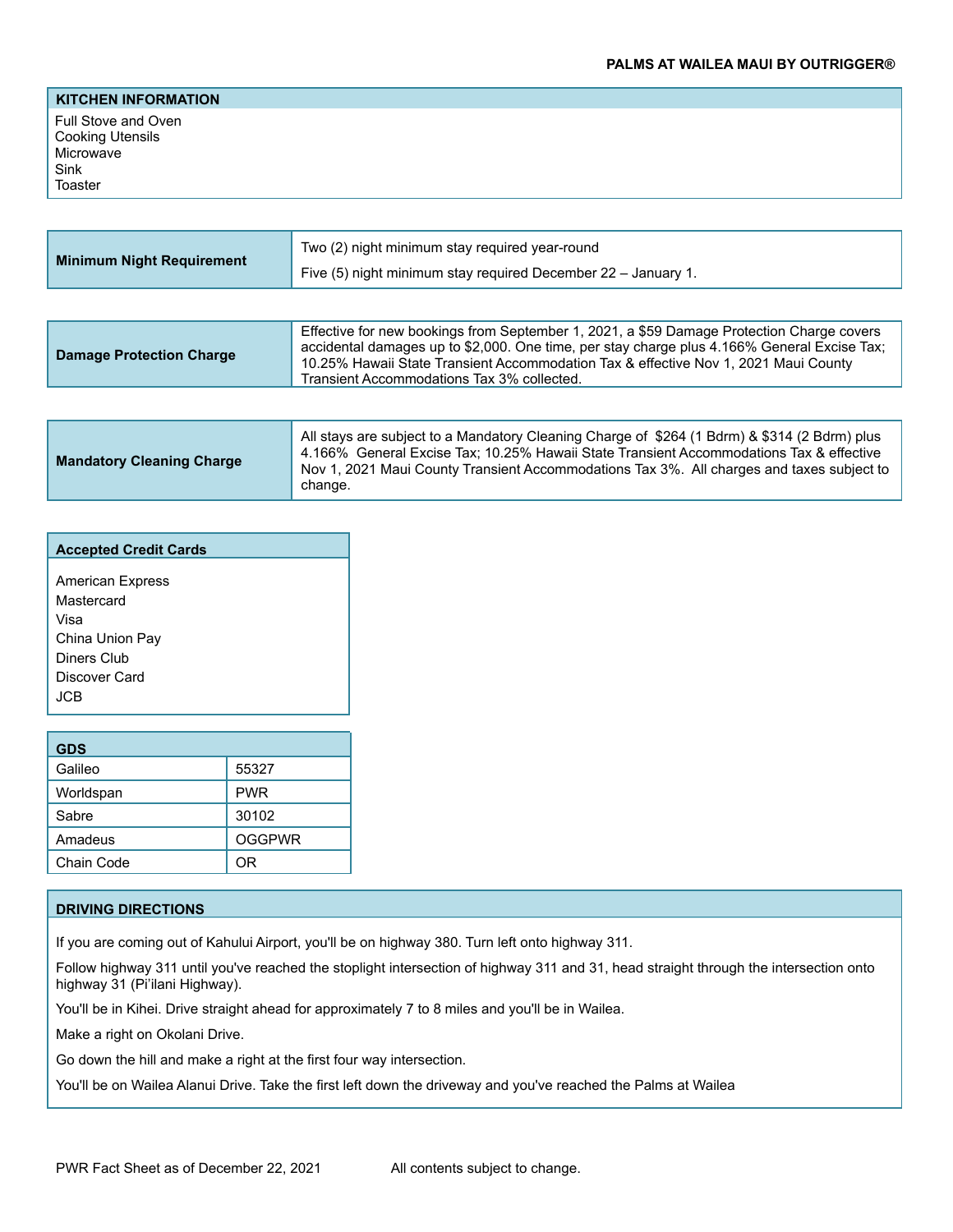## KITCHEN INFORMATION

Full Stove and Oven
Cooking Utensils
Microwave
Sink
Toaster

| **Minimum Night Requirement** | Two (2) night minimum stay required year-round<br>Five (5) night minimum stay required December 22 – January 1. |
|---|---|

| **Damage Protection Charge** | Effective for new bookings from September 1, 2021, a $59 Damage Protection Charge covers accidental damages up to $2,000. One time, per stay charge plus 4.166% General Excise Tax; 10.25% Hawaii State Transient Accommodation Tax & effective Nov 1, 2021 Maui County Transient Accommodations Tax 3% collected. |
|---|---|

| **Mandatory Cleaning Charge** | All stays are subject to a Mandatory Cleaning Charge of $264 (1 Bdrm) & $314 (2 Bdrm) plus 4.166% General Excise Tax; 10.25% Hawaii State Transient Accommodations Tax & effective Nov 1, 2021 Maui County Transient Accommodations Tax 3%. All charges and taxes subject to change. |
|---|---|

## Accepted Credit Cards

American Express
Mastercard
Visa
China Union Pay
Diners Club
Discover Card
JCB

| GDS | |
|---|---|
| Galileo | 55327 |
| Worldspan | PWR |
| Sabre | 30102 |
| Amadeus | OGGPWR |
| Chain Code | OR |

## DRIVING DIRECTIONS

If you are coming out of Kahului Airport, you'll be on highway 380. Turn left onto highway 311.

Follow highway 311 until you've reached the stoplight intersection of highway 311 and 31, head straight through the intersection onto highway 31 (Pi'ilani Highway).

You'll be in Kihei. Drive straight ahead for approximately 7 to 8 miles and you'll be in Wailea.

Make a right on Okolani Drive.

Go down the hill and make a right at the first four way intersection.

You'll be on Wailea Alanui Drive. Take the first left down the driveway and you've reached the Palms at Wailea

PWR Fact Sheet as of December 22, 2021 All contents subject to change.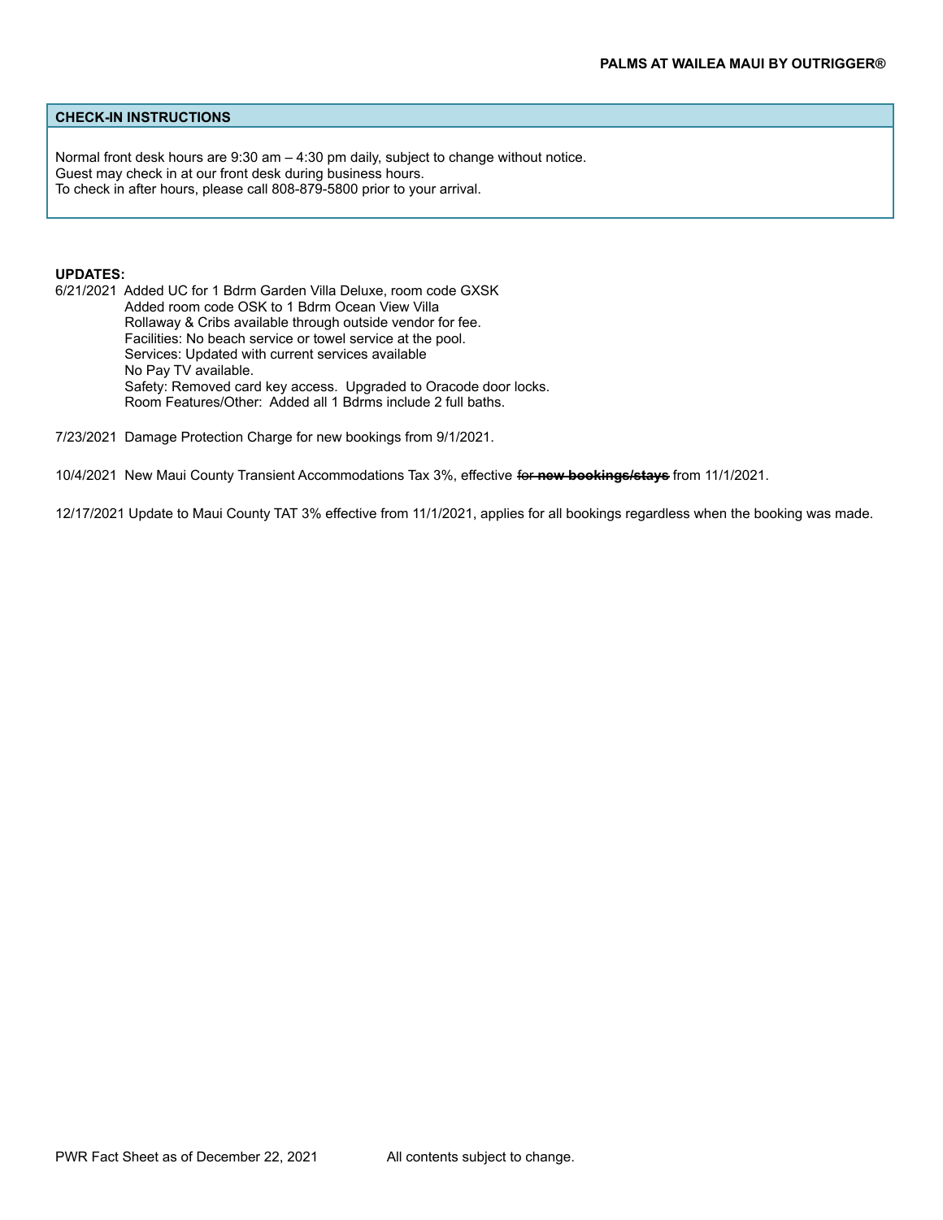## CHECK-IN INSTRUCTIONS

Normal front desk hours are 9:30 am – 4:30 pm daily, subject to change without notice.
Guest may check in at our front desk during business hours.
To check in after hours, please call 808-879-5800 prior to your arrival.

**UPDATES:**

6/21/2021 Added UC for 1 Bdrm Garden Villa Deluxe, room code GXSK
Added room code OSK to 1 Bdrm Ocean View Villa
Rollaway & Cribs available through outside vendor for fee.
Facilities: No beach service or towel service at the pool.
Services: Updated with current services available
No Pay TV available.
Safety: Removed card key access. Upgraded to Oracode door locks.
Room Features/Other: Added all 1 Bdrms include 2 full baths.

7/23/2021 Damage Protection Charge for new bookings from 9/1/2021.

10/4/2021 New Maui County Transient Accommodations Tax 3%, effective ~~for **new bookings/stays**~~ from 11/1/2021.

12/17/2021 Update to Maui County TAT 3% effective from 11/1/2021, applies for all bookings regardless when the booking was made.